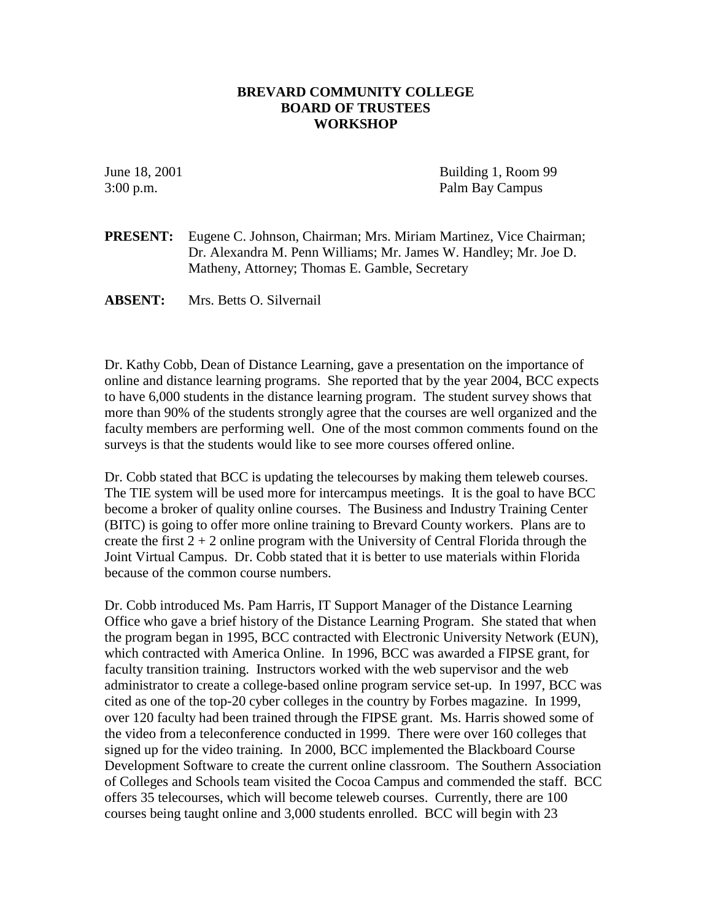# BREVARD COMMUNITY COLLEGE
# BOARD OF TRUSTEES
# WORKSHOP

June 18, 2001 — Building 1, Room 99
3:00 p.m. — Palm Bay Campus

**PRESENT:** Eugene C. Johnson, Chairman; Mrs. Miriam Martinez, Vice Chairman; Dr. Alexandra M. Penn Williams; Mr. James W. Handley; Mr. Joe D. Matheny, Attorney; Thomas E. Gamble, Secretary

**ABSENT:** Mrs. Betts O. Silvernail

Dr. Kathy Cobb, Dean of Distance Learning, gave a presentation on the importance of online and distance learning programs. She reported that by the year 2004, BCC expects to have 6,000 students in the distance learning program. The student survey shows that more than 90% of the students strongly agree that the courses are well organized and the faculty members are performing well. One of the most common comments found on the surveys is that the students would like to see more courses offered online.

Dr. Cobb stated that BCC is updating the telecourses by making them teleweb courses. The TIE system will be used more for intercampus meetings. It is the goal to have BCC become a broker of quality online courses. The Business and Industry Training Center (BITC) is going to offer more online training to Brevard County workers. Plans are to create the first 2 + 2 online program with the University of Central Florida through the Joint Virtual Campus. Dr. Cobb stated that it is better to use materials within Florida because of the common course numbers.

Dr. Cobb introduced Ms. Pam Harris, IT Support Manager of the Distance Learning Office who gave a brief history of the Distance Learning Program. She stated that when the program began in 1995, BCC contracted with Electronic University Network (EUN), which contracted with America Online. In 1996, BCC was awarded a FIPSE grant, for faculty transition training. Instructors worked with the web supervisor and the web administrator to create a college-based online program service set-up. In 1997, BCC was cited as one of the top-20 cyber colleges in the country by Forbes magazine. In 1999, over 120 faculty had been trained through the FIPSE grant. Ms. Harris showed some of the video from a teleconference conducted in 1999. There were over 160 colleges that signed up for the video training. In 2000, BCC implemented the Blackboard Course Development Software to create the current online classroom. The Southern Association of Colleges and Schools team visited the Cocoa Campus and commended the staff. BCC offers 35 telecourses, which will become teleweb courses. Currently, there are 100 courses being taught online and 3,000 students enrolled. BCC will begin with 23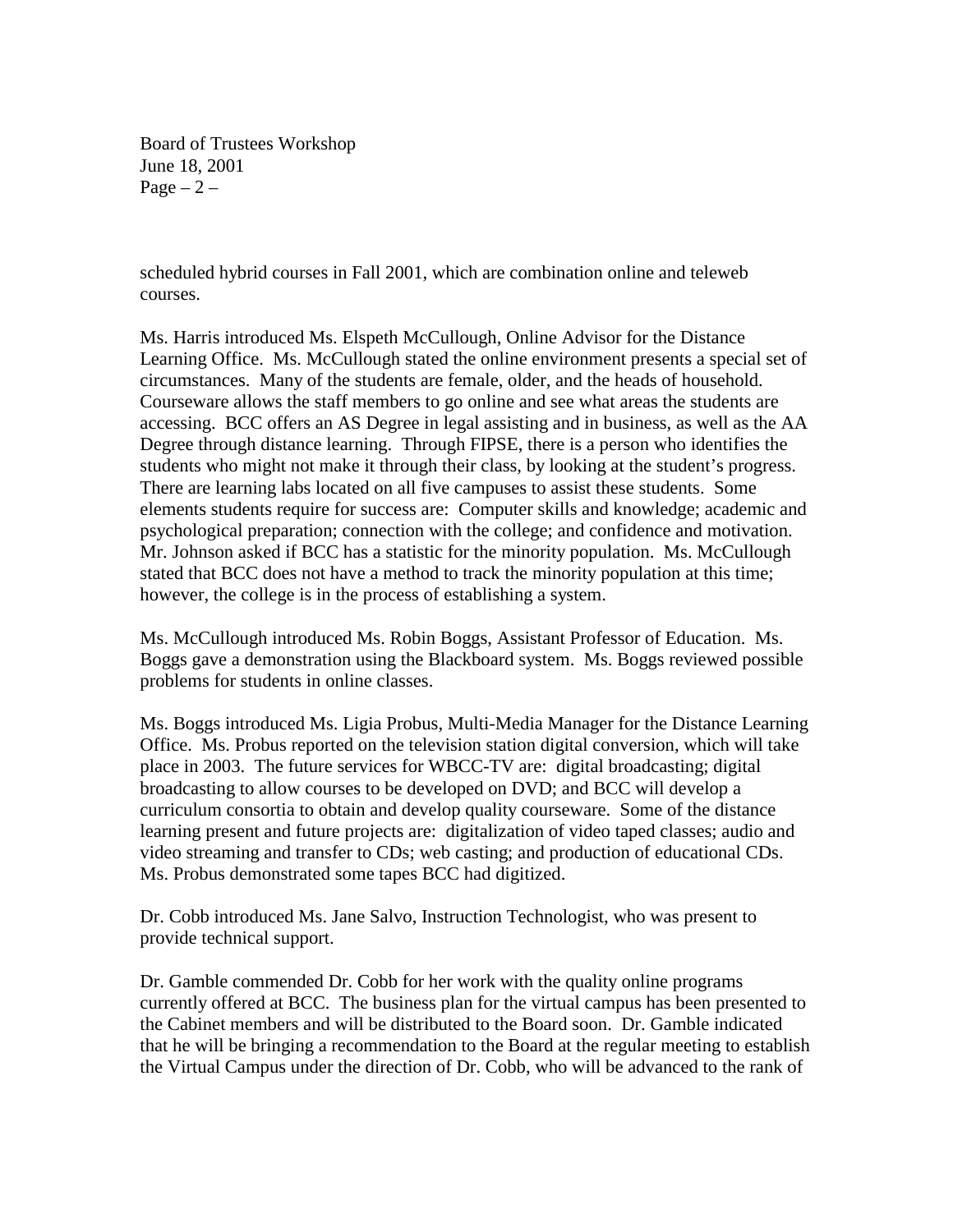scheduled hybrid courses in Fall 2001, which are combination online and teleweb courses.

Ms. Harris introduced Ms. Elspeth McCullough, Online Advisor for the Distance Learning Office. Ms. McCullough stated the online environment presents a special set of circumstances. Many of the students are female, older, and the heads of household. Courseware allows the staff members to go online and see what areas the students are accessing. BCC offers an AS Degree in legal assisting and in business, as well as the AA Degree through distance learning. Through FIPSE, there is a person who identifies the students who might not make it through their class, by looking at the student's progress. There are learning labs located on all five campuses to assist these students. Some elements students require for success are: Computer skills and knowledge; academic and psychological preparation; connection with the college; and confidence and motivation. Mr. Johnson asked if BCC has a statistic for the minority population. Ms. McCullough stated that BCC does not have a method to track the minority population at this time; however, the college is in the process of establishing a system.

Ms. McCullough introduced Ms. Robin Boggs, Assistant Professor of Education. Ms. Boggs gave a demonstration using the Blackboard system. Ms. Boggs reviewed possible problems for students in online classes.

Ms. Boggs introduced Ms. Ligia Probus, Multi-Media Manager for the Distance Learning Office. Ms. Probus reported on the television station digital conversion, which will take place in 2003. The future services for WBCC-TV are: digital broadcasting; digital broadcasting to allow courses to be developed on DVD; and BCC will develop a curriculum consortia to obtain and develop quality courseware. Some of the distance learning present and future projects are: digitalization of video taped classes; audio and video streaming and transfer to CDs; web casting; and production of educational CDs. Ms. Probus demonstrated some tapes BCC had digitized.

Dr. Cobb introduced Ms. Jane Salvo, Instruction Technologist, who was present to provide technical support.

Dr. Gamble commended Dr. Cobb for her work with the quality online programs currently offered at BCC. The business plan for the virtual campus has been presented to the Cabinet members and will be distributed to the Board soon. Dr. Gamble indicated that he will be bringing a recommendation to the Board at the regular meeting to establish the Virtual Campus under the direction of Dr. Cobb, who will be advanced to the rank of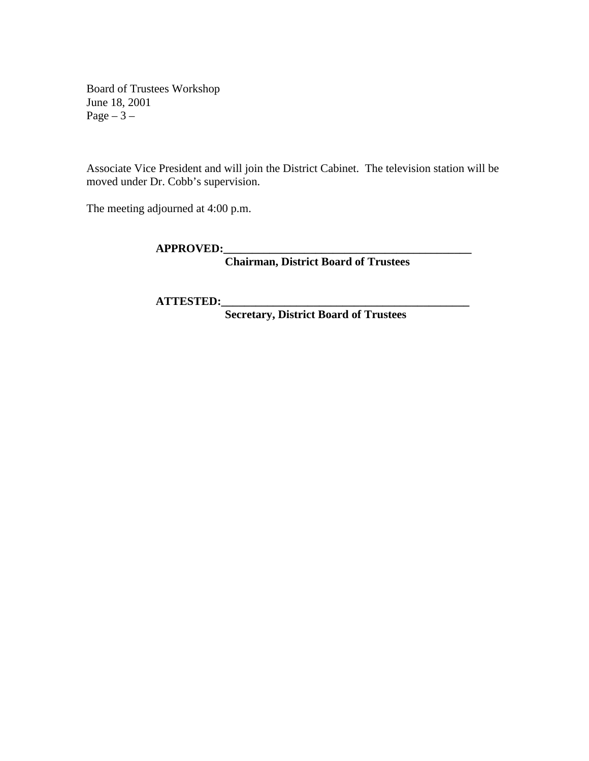Associate Vice President and will join the District Cabinet. The television station will be moved under Dr. Cobb's supervision.

The meeting adjourned at 4:00 p.m.

**APPROVED:**____________________________________________
**Chairman, District Board of Trustees**

**ATTESTED:**____________________________________________
**Secretary, District Board of Trustees**